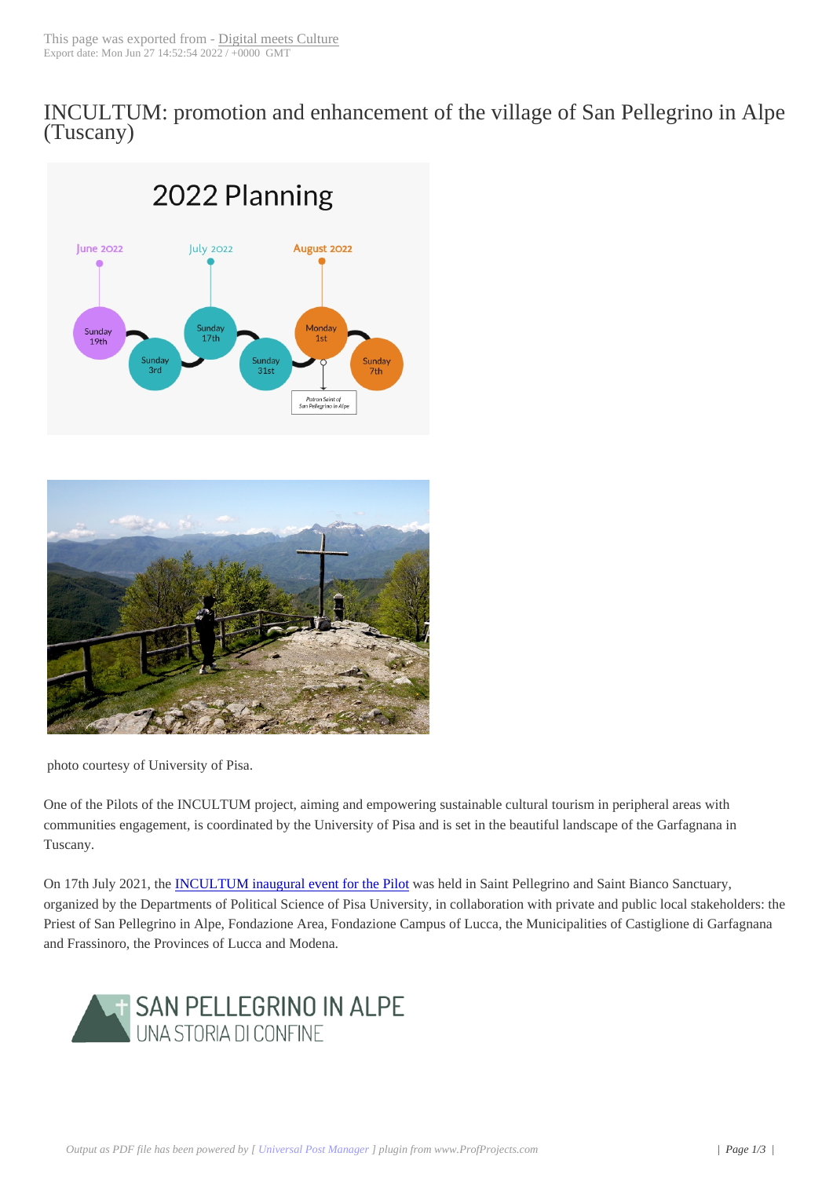# INCULTUM: promotion and enhancement of the village of San Pellegrino in Alpe (Tuscany)

photo courtesy of University of Pisa.

One of the Pilots of the INCULTUM project, aiming and empowering sustainable cultural tourism in peripheral areas with communities engagement, is coordinated by the University of Pisa and is set in the beautiful landscape of the Garfagnana in Tuscany.

On 17th July 2021, the [INCULTUM inaugural event for the Pilot] was held in Saint Pellegrino and Saint Bianco Sanctuary, organized by the Departments of Political Science of Pisa University, in collaboration with private and public local stakeholders: the Priest of San Pellegrino in Alpe, Fondazione Area, Fondazione Campus of Lucca, the Municipalities of Castiglione di Garfagnana and Frassinoro, the Provinces of Lucca and Modena.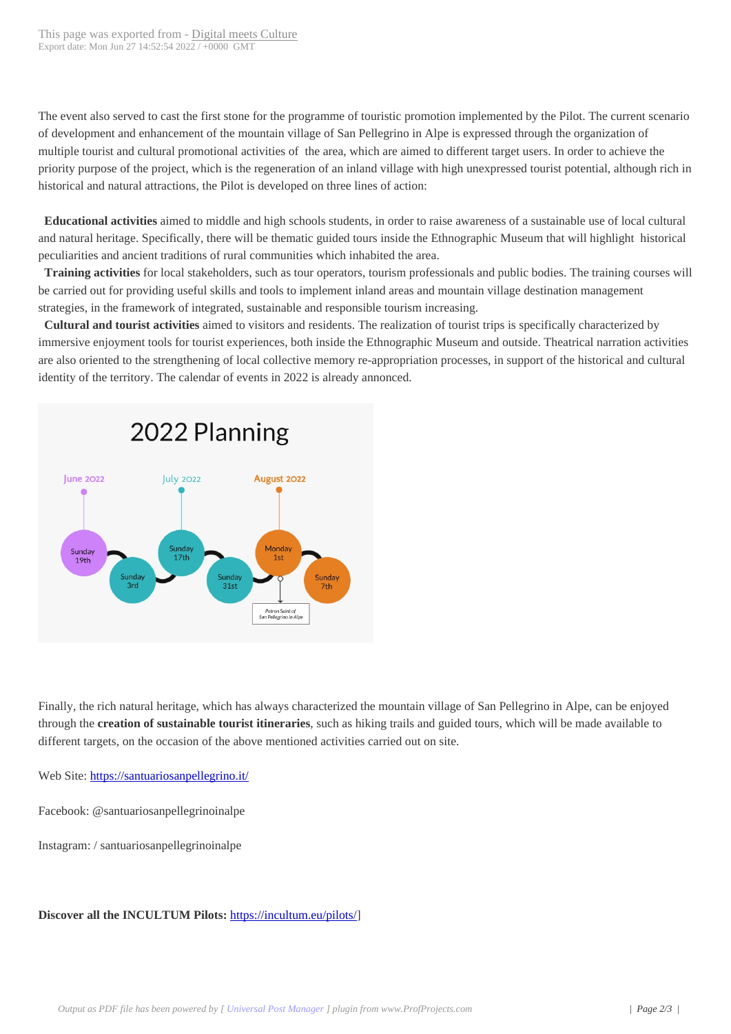The event also served to cast the first stone for the programme of touristic promotion implemented by the Pilot. The current scenario of development and enhancement of the mountain village of San Pellegrino in Alpe is expressed through the organization of multiple tourist and cultural promotional activities of the area, which are aimed to different target users. In order to achieve the priority purpose of the project, which is the regeneration of an inland village with high unexpressed tourist potential, although rich in historical and natural attractions, the Pilot is developed on three lines of action:

**Educational activities** aimed to middle and high schools students, in order to raise awareness of a sustainable use of local cultural and natural heritage. Specifically, there will be thematic guided tours inside the Ethnographic Museum that will highlight historical peculiarities and ancient traditions of rural communities which inhabited the area.

**Training activities** for local stakeholders, such as tour operators, tourism professionals and public bodies. The training courses will be carried out for providing useful skills and tools to implement inland areas and mountain village destination management strategies, in the framework of integrated, sustainable and responsible tourism increasing.

**Cultural and tourist activities** aimed to visitors and residents. The realization of tourist trips is specifically characterized by immersive enjoyment tools for tourist experiences, both inside the Ethnographic Museum and outside. Theatrical narration activities are also oriented to the strengthening of local collective memory re-appropriation processes, in support of the historical and cultural identity of the territory. The calendar of events in 2022 is already annonced.

2022 Planning

June 2022
July 2022
August 2022

Sunday 19th
Sunday 3rd
Sunday 17th
Sunday 31st
Monday 1st
Sunday 7th

Patron Saint of San Pellegrino in Alpe

Finally, the rich natural heritage, which has always characterized the mountain village of San Pellegrino in Alpe, can be enjoyed through the **creation of sustainable tourist itineraries**, such as hiking trails and guided tours, which will be made available to different targets, on the occasion of the above mentioned activities carried out on site.

Web Site: https://santuariosanpellegrino.it/

Facebook: @santuariosanpellegrinoinalpe

Instagram: / santuariosanpellegrinoinalpe

**Discover all the INCULTUM Pilots:** https://incultum.eu/pilots/]